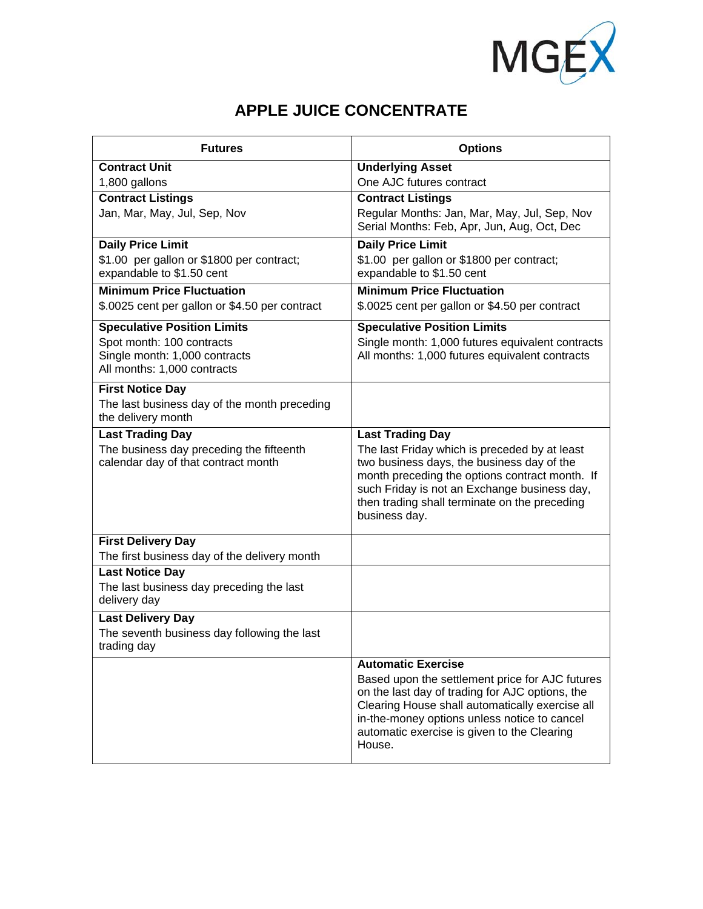# APPLE JUICE CONCENTRATE

| Futures | Options |
|---|---|
| **Contract Unit**<br>1,800 gallons | **Underlying Asset**<br>One AJC futures contract |
| **Contract Listings**<br>Jan, Mar, May, Jul, Sep, Nov | **Contract Listings**<br>Regular Months: Jan, Mar, May, Jul, Sep, Nov<br>Serial Months: Feb, Apr, Jun, Aug, Oct, Dec |
| **Daily Price Limit**<br>$1.00 per gallon or $1800 per contract; expandable to $1.50 cent | **Daily Price Limit**<br>$1.00 per gallon or $1800 per contract; expandable to $1.50 cent |
| **Minimum Price Fluctuation**<br>$.0025 cent per gallon or $4.50 per contract | **Minimum Price Fluctuation**<br>$.0025 cent per gallon or $4.50 per contract |
| **Speculative Position Limits**<br>Spot month: 100 contracts<br>Single month: 1,000 contracts<br>All months: 1,000 contracts | **Speculative Position Limits**<br>Single month: 1,000 futures equivalent contracts<br>All months: 1,000 futures equivalent contracts |
| **First Notice Day**<br>The last business day of the month preceding the delivery month | |
| **Last Trading Day**<br>The business day preceding the fifteenth calendar day of that contract month | **Last Trading Day**<br>The last Friday which is preceded by at least two business days, the business day of the month preceding the options contract month. If such Friday is not an Exchange business day, then trading shall terminate on the preceding business day. |
| **First Delivery Day**<br>The first business day of the delivery month | |
| **Last Notice Day**<br>The last business day preceding the last delivery day | |
| **Last Delivery Day**<br>The seventh business day following the last trading day | |
| | **Automatic Exercise**<br>Based upon the settlement price for AJC futures on the last day of trading for AJC options, the Clearing House shall automatically exercise all in-the-money options unless notice to cancel automatic exercise is given to the Clearing House. |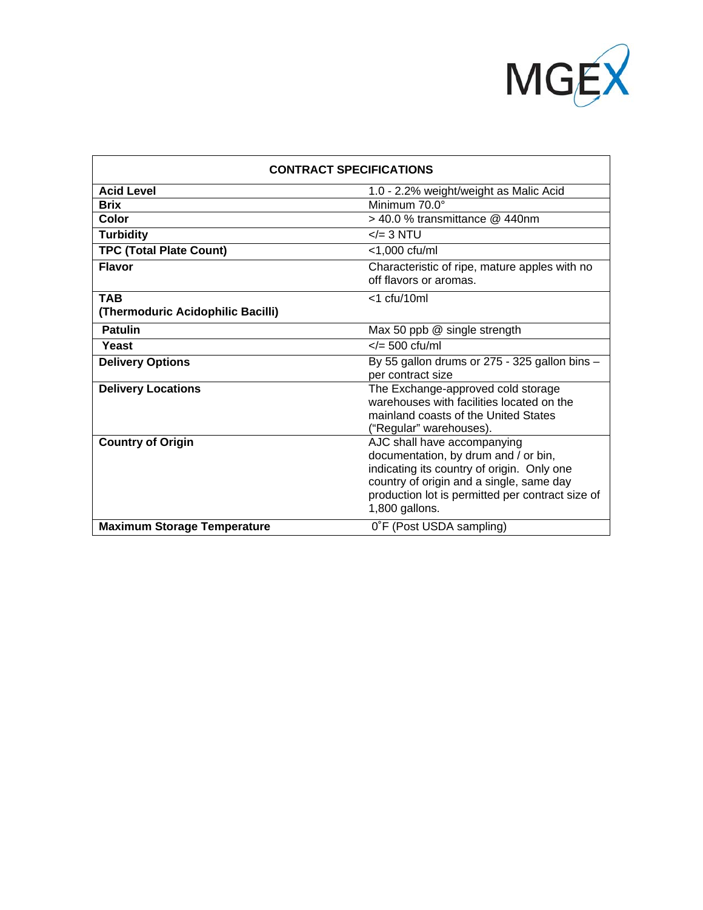| CONTRACT SPECIFICATIONS | |
|---|---|
| **Acid Level** | 1.0 - 2.2% weight/weight as Malic Acid |
| **Brix** | Minimum 70.0° |
| **Color** | > 40.0 % transmittance @ 440nm |
| **Turbidity** | </= 3 NTU |
| **TPC (Total Plate Count)** | <1,000 cfu/ml |
| **Flavor** | Characteristic of ripe, mature apples with no off flavors or aromas. |
| **TAB (Thermoduric Acidophilic Bacilli)** | <1 cfu/10ml |
| **Patulin** | Max 50 ppb @ single strength |
| **Yeast** | </= 500 cfu/ml |
| **Delivery Options** | By 55 gallon drums or 275 - 325 gallon bins – per contract size |
| **Delivery Locations** | The Exchange-approved cold storage warehouses with facilities located on the mainland coasts of the United States ("Regular" warehouses). |
| **Country of Origin** | AJC shall have accompanying documentation, by drum and / or bin, indicating its country of origin. Only one country of origin and a single, same day production lot is permitted per contract size of 1,800 gallons. |
| **Maximum Storage Temperature** | 0˚F (Post USDA sampling) |